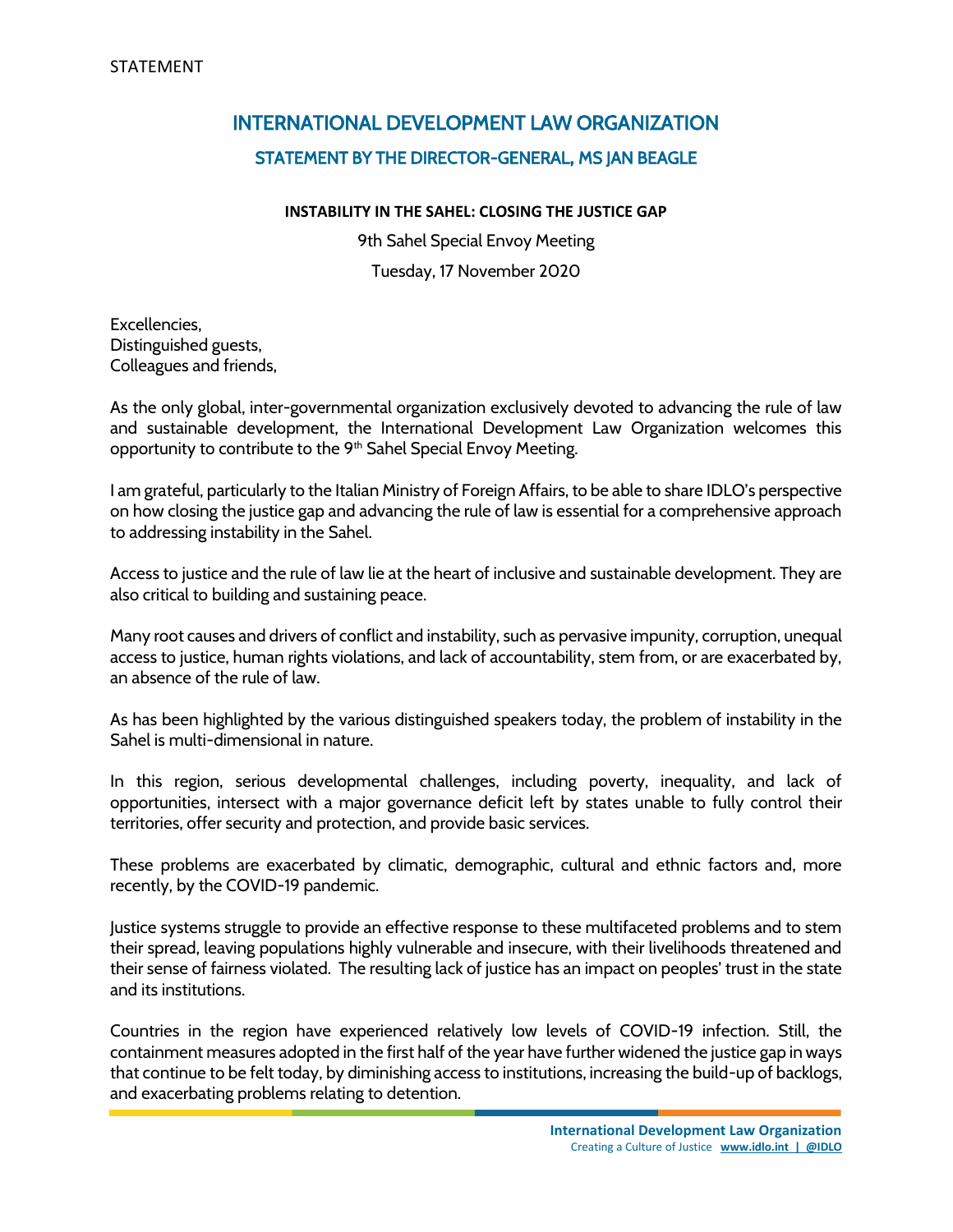STATEMENT

# INTERNATIONAL DEVELOPMENT LAW ORGANIZATION

## STATEMENT BY THE DIRECTOR-GENERAL, MS JAN BEAGLE

**INSTABILITY IN THE SAHEL: CLOSING THE JUSTICE GAP**

9th Sahel Special Envoy Meeting

Tuesday, 17 November 2020

Excellencies,
Distinguished guests,
Colleagues and friends,

As the only global, inter-governmental organization exclusively devoted to advancing the rule of law and sustainable development, the International Development Law Organization welcomes this opportunity to contribute to the 9th Sahel Special Envoy Meeting.

I am grateful, particularly to the Italian Ministry of Foreign Affairs, to be able to share IDLO's perspective on how closing the justice gap and advancing the rule of law is essential for a comprehensive approach to addressing instability in the Sahel.

Access to justice and the rule of law lie at the heart of inclusive and sustainable development. They are also critical to building and sustaining peace.

Many root causes and drivers of conflict and instability, such as pervasive impunity, corruption, unequal access to justice, human rights violations, and lack of accountability, stem from, or are exacerbated by, an absence of the rule of law.

As has been highlighted by the various distinguished speakers today, the problem of instability in the Sahel is multi-dimensional in nature.

In this region, serious developmental challenges, including poverty, inequality, and lack of opportunities, intersect with a major governance deficit left by states unable to fully control their territories, offer security and protection, and provide basic services.

These problems are exacerbated by climatic, demographic, cultural and ethnic factors and, more recently, by the COVID-19 pandemic.

Justice systems struggle to provide an effective response to these multifaceted problems and to stem their spread, leaving populations highly vulnerable and insecure, with their livelihoods threatened and their sense of fairness violated. The resulting lack of justice has an impact on peoples' trust in the state and its institutions.

Countries in the region have experienced relatively low levels of COVID-19 infection. Still, the containment measures adopted in the first half of the year have further widened the justice gap in ways that continue to be felt today, by diminishing access to institutions, increasing the build-up of backlogs, and exacerbating problems relating to detention.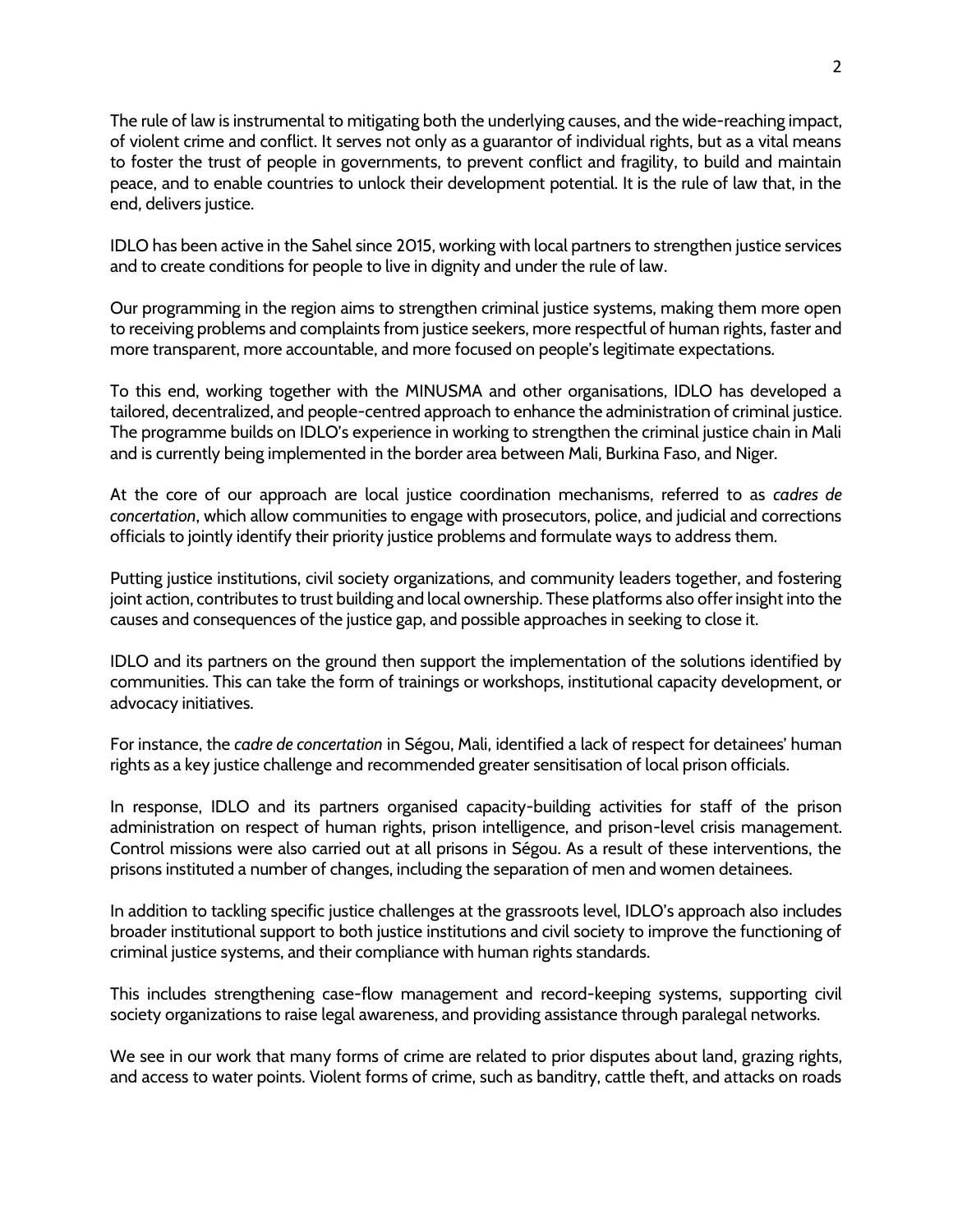The rule of law is instrumental to mitigating both the underlying causes, and the wide-reaching impact, of violent crime and conflict. It serves not only as a guarantor of individual rights, but as a vital means to foster the trust of people in governments, to prevent conflict and fragility, to build and maintain peace, and to enable countries to unlock their development potential. It is the rule of law that, in the end, delivers justice.

IDLO has been active in the Sahel since 2015, working with local partners to strengthen justice services and to create conditions for people to live in dignity and under the rule of law.

Our programming in the region aims to strengthen criminal justice systems, making them more open to receiving problems and complaints from justice seekers, more respectful of human rights, faster and more transparent, more accountable, and more focused on people's legitimate expectations.

To this end, working together with the MINUSMA and other organisations, IDLO has developed a tailored, decentralized, and people-centred approach to enhance the administration of criminal justice. The programme builds on IDLO's experience in working to strengthen the criminal justice chain in Mali and is currently being implemented in the border area between Mali, Burkina Faso, and Niger.

At the core of our approach are local justice coordination mechanisms, referred to as *cadres de concertation*, which allow communities to engage with prosecutors, police, and judicial and corrections officials to jointly identify their priority justice problems and formulate ways to address them.

Putting justice institutions, civil society organizations, and community leaders together, and fostering joint action, contributes to trust building and local ownership. These platforms also offer insight into the causes and consequences of the justice gap, and possible approaches in seeking to close it.

IDLO and its partners on the ground then support the implementation of the solutions identified by communities. This can take the form of trainings or workshops, institutional capacity development, or advocacy initiatives.

For instance, the *cadre de concertation* in Ségou, Mali, identified a lack of respect for detainees' human rights as a key justice challenge and recommended greater sensitisation of local prison officials.

In response, IDLO and its partners organised capacity-building activities for staff of the prison administration on respect of human rights, prison intelligence, and prison-level crisis management. Control missions were also carried out at all prisons in Ségou. As a result of these interventions, the prisons instituted a number of changes, including the separation of men and women detainees.

In addition to tackling specific justice challenges at the grassroots level, IDLO's approach also includes broader institutional support to both justice institutions and civil society to improve the functioning of criminal justice systems, and their compliance with human rights standards.

This includes strengthening case-flow management and record-keeping systems, supporting civil society organizations to raise legal awareness, and providing assistance through paralegal networks.

We see in our work that many forms of crime are related to prior disputes about land, grazing rights, and access to water points. Violent forms of crime, such as banditry, cattle theft, and attacks on roads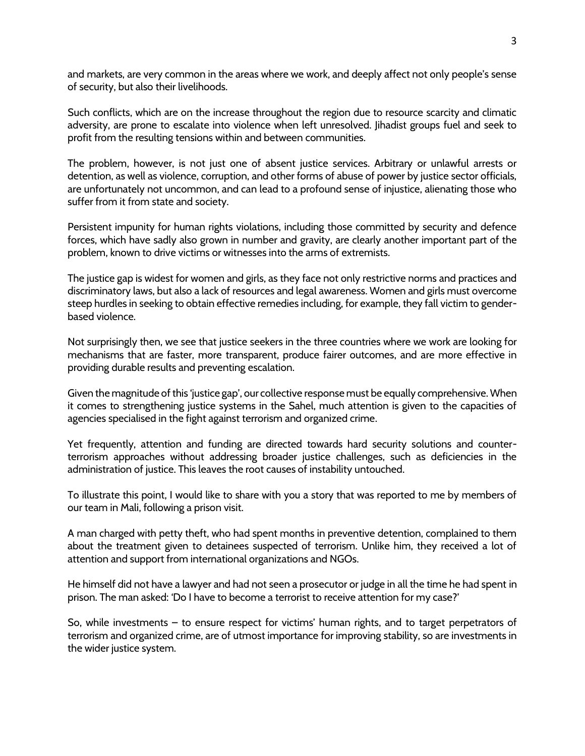and markets, are very common in the areas where we work, and deeply affect not only people's sense of security, but also their livelihoods.

Such conflicts, which are on the increase throughout the region due to resource scarcity and climatic adversity, are prone to escalate into violence when left unresolved. Jihadist groups fuel and seek to profit from the resulting tensions within and between communities.

The problem, however, is not just one of absent justice services. Arbitrary or unlawful arrests or detention, as well as violence, corruption, and other forms of abuse of power by justice sector officials, are unfortunately not uncommon, and can lead to a profound sense of injustice, alienating those who suffer from it from state and society.

Persistent impunity for human rights violations, including those committed by security and defence forces, which have sadly also grown in number and gravity, are clearly another important part of the problem, known to drive victims or witnesses into the arms of extremists.

The justice gap is widest for women and girls, as they face not only restrictive norms and practices and discriminatory laws, but also a lack of resources and legal awareness. Women and girls must overcome steep hurdles in seeking to obtain effective remedies including, for example, they fall victim to gender-based violence.

Not surprisingly then, we see that justice seekers in the three countries where we work are looking for mechanisms that are faster, more transparent, produce fairer outcomes, and are more effective in providing durable results and preventing escalation.

Given the magnitude of this 'justice gap', our collective response must be equally comprehensive. When it comes to strengthening justice systems in the Sahel, much attention is given to the capacities of agencies specialised in the fight against terrorism and organized crime.

Yet frequently, attention and funding are directed towards hard security solutions and counter-terrorism approaches without addressing broader justice challenges, such as deficiencies in the administration of justice. This leaves the root causes of instability untouched.

To illustrate this point, I would like to share with you a story that was reported to me by members of our team in Mali, following a prison visit.

A man charged with petty theft, who had spent months in preventive detention, complained to them about the treatment given to detainees suspected of terrorism. Unlike him, they received a lot of attention and support from international organizations and NGOs.

He himself did not have a lawyer and had not seen a prosecutor or judge in all the time he had spent in prison. The man asked: 'Do I have to become a terrorist to receive attention for my case?'

So, while investments – to ensure respect for victims' human rights, and to target perpetrators of terrorism and organized crime, are of utmost importance for improving stability, so are investments in the wider justice system.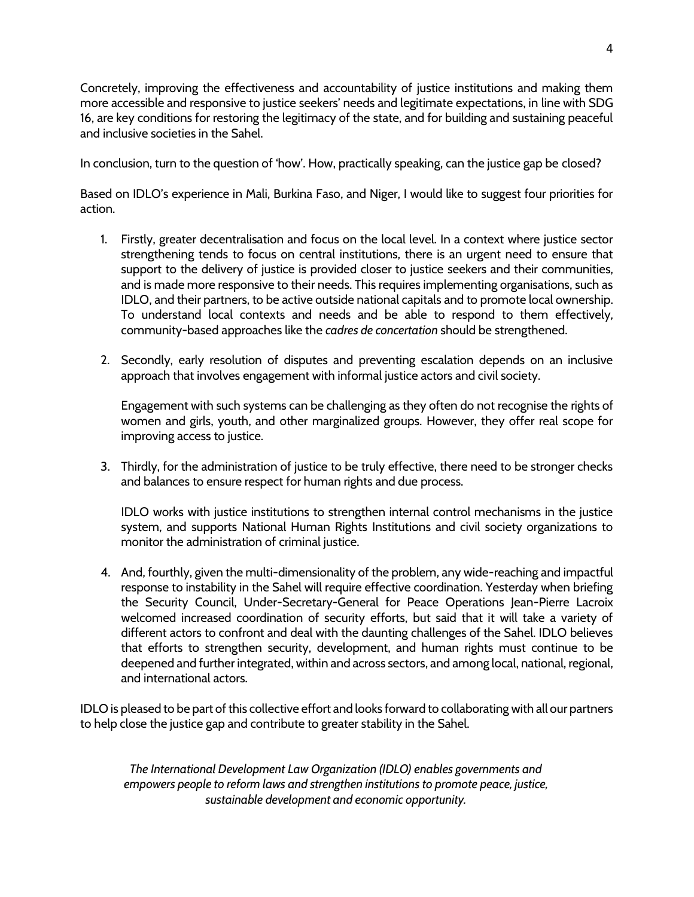Concretely, improving the effectiveness and accountability of justice institutions and making them more accessible and responsive to justice seekers' needs and legitimate expectations, in line with SDG 16, are key conditions for restoring the legitimacy of the state, and for building and sustaining peaceful and inclusive societies in the Sahel.

In conclusion, turn to the question of 'how'. How, practically speaking, can the justice gap be closed?

Based on IDLO's experience in Mali, Burkina Faso, and Niger, I would like to suggest four priorities for action.

1. Firstly, greater decentralisation and focus on the local level. In a context where justice sector strengthening tends to focus on central institutions, there is an urgent need to ensure that support to the delivery of justice is provided closer to justice seekers and their communities, and is made more responsive to their needs. This requires implementing organisations, such as IDLO, and their partners, to be active outside national capitals and to promote local ownership. To understand local contexts and needs and be able to respond to them effectively, community-based approaches like the *cadres de concertation* should be strengthened.

2. Secondly, early resolution of disputes and preventing escalation depends on an inclusive approach that involves engagement with informal justice actors and civil society.

   Engagement with such systems can be challenging as they often do not recognise the rights of women and girls, youth, and other marginalized groups. However, they offer real scope for improving access to justice.

3. Thirdly, for the administration of justice to be truly effective, there need to be stronger checks and balances to ensure respect for human rights and due process.

   IDLO works with justice institutions to strengthen internal control mechanisms in the justice system, and supports National Human Rights Institutions and civil society organizations to monitor the administration of criminal justice.

4. And, fourthly, given the multi-dimensionality of the problem, any wide-reaching and impactful response to instability in the Sahel will require effective coordination. Yesterday when briefing the Security Council, Under-Secretary-General for Peace Operations Jean-Pierre Lacroix welcomed increased coordination of security efforts, but said that it will take a variety of different actors to confront and deal with the daunting challenges of the Sahel. IDLO believes that efforts to strengthen security, development, and human rights must continue to be deepened and further integrated, within and across sectors, and among local, national, regional, and international actors.

IDLO is pleased to be part of this collective effort and looks forward to collaborating with all our partners to help close the justice gap and contribute to greater stability in the Sahel.

*The International Development Law Organization (IDLO) enables governments and empowers people to reform laws and strengthen institutions to promote peace, justice, sustainable development and economic opportunity.*